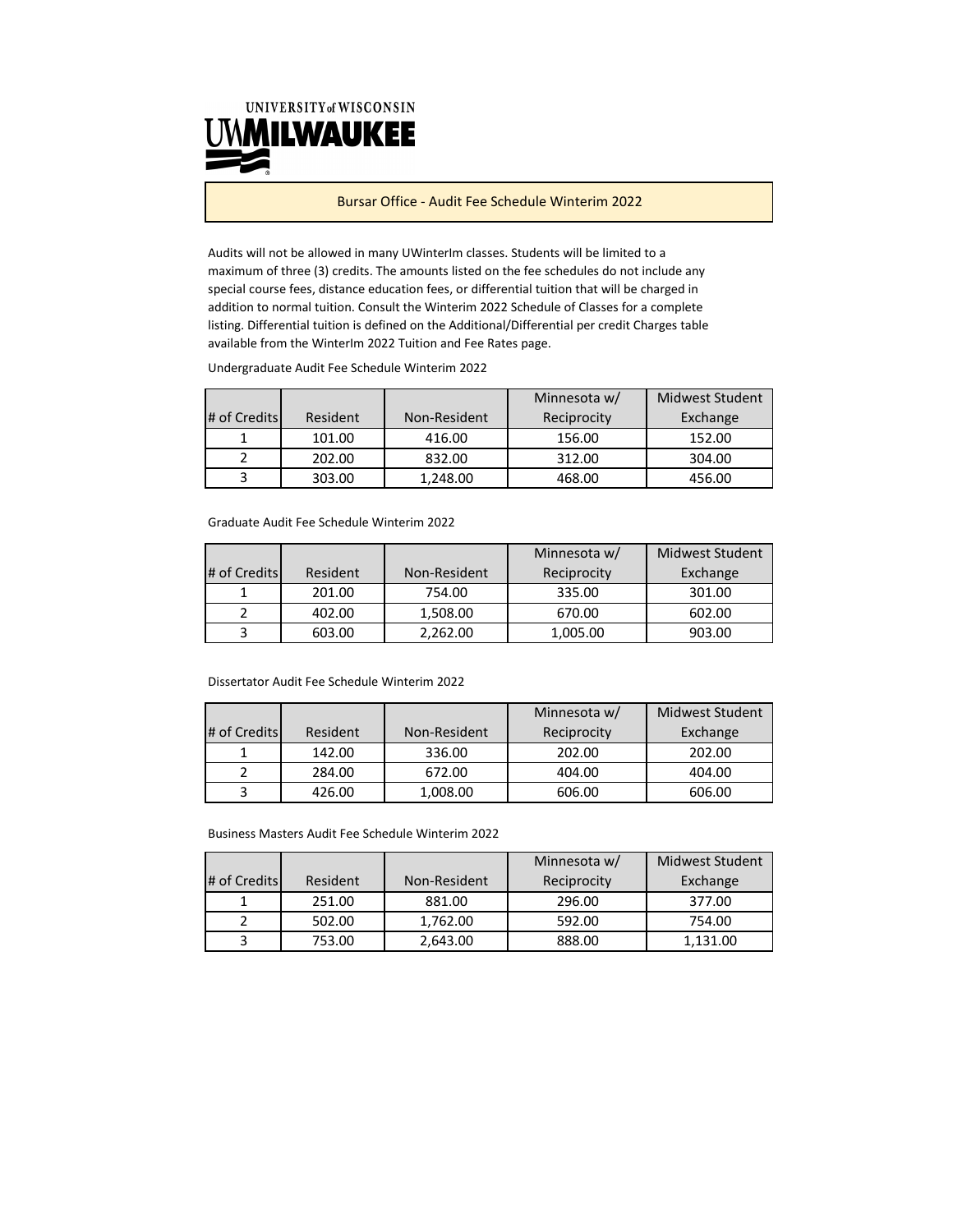UNIVERSITY of WISCONSIN
UWMILWAUKEE

## Bursar Office - Audit Fee Schedule Winterim 2022

Audits will not be allowed in many UWinterIm classes. Students will be limited to a maximum of three (3) credits. The amounts listed on the fee schedules do not include any special course fees, distance education fees, or differential tuition that will be charged in addition to normal tuition. Consult the Winterim 2022 Schedule of Classes for a complete listing. Differential tuition is defined on the Additional/Differential per credit Charges table available from the WinterIm 2022 Tuition and Fee Rates page.

Undergraduate Audit Fee Schedule Winterim 2022

| # of Credits | Resident | Non-Resident | Minnesota w/ Reciprocity | Midwest Student Exchange |
|---|---|---|---|---|
| 1 | 101.00 | 416.00 | 156.00 | 152.00 |
| 2 | 202.00 | 832.00 | 312.00 | 304.00 |
| 3 | 303.00 | 1,248.00 | 468.00 | 456.00 |

Graduate Audit Fee Schedule Winterim 2022

| # of Credits | Resident | Non-Resident | Minnesota w/ Reciprocity | Midwest Student Exchange |
|---|---|---|---|---|
| 1 | 201.00 | 754.00 | 335.00 | 301.00 |
| 2 | 402.00 | 1,508.00 | 670.00 | 602.00 |
| 3 | 603.00 | 2,262.00 | 1,005.00 | 903.00 |

Dissertator Audit Fee Schedule Winterim 2022

| # of Credits | Resident | Non-Resident | Minnesota w/ Reciprocity | Midwest Student Exchange |
|---|---|---|---|---|
| 1 | 142.00 | 336.00 | 202.00 | 202.00 |
| 2 | 284.00 | 672.00 | 404.00 | 404.00 |
| 3 | 426.00 | 1,008.00 | 606.00 | 606.00 |

Business Masters Audit Fee Schedule Winterim 2022

| # of Credits | Resident | Non-Resident | Minnesota w/ Reciprocity | Midwest Student Exchange |
|---|---|---|---|---|
| 1 | 251.00 | 881.00 | 296.00 | 377.00 |
| 2 | 502.00 | 1,762.00 | 592.00 | 754.00 |
| 3 | 753.00 | 2,643.00 | 888.00 | 1,131.00 |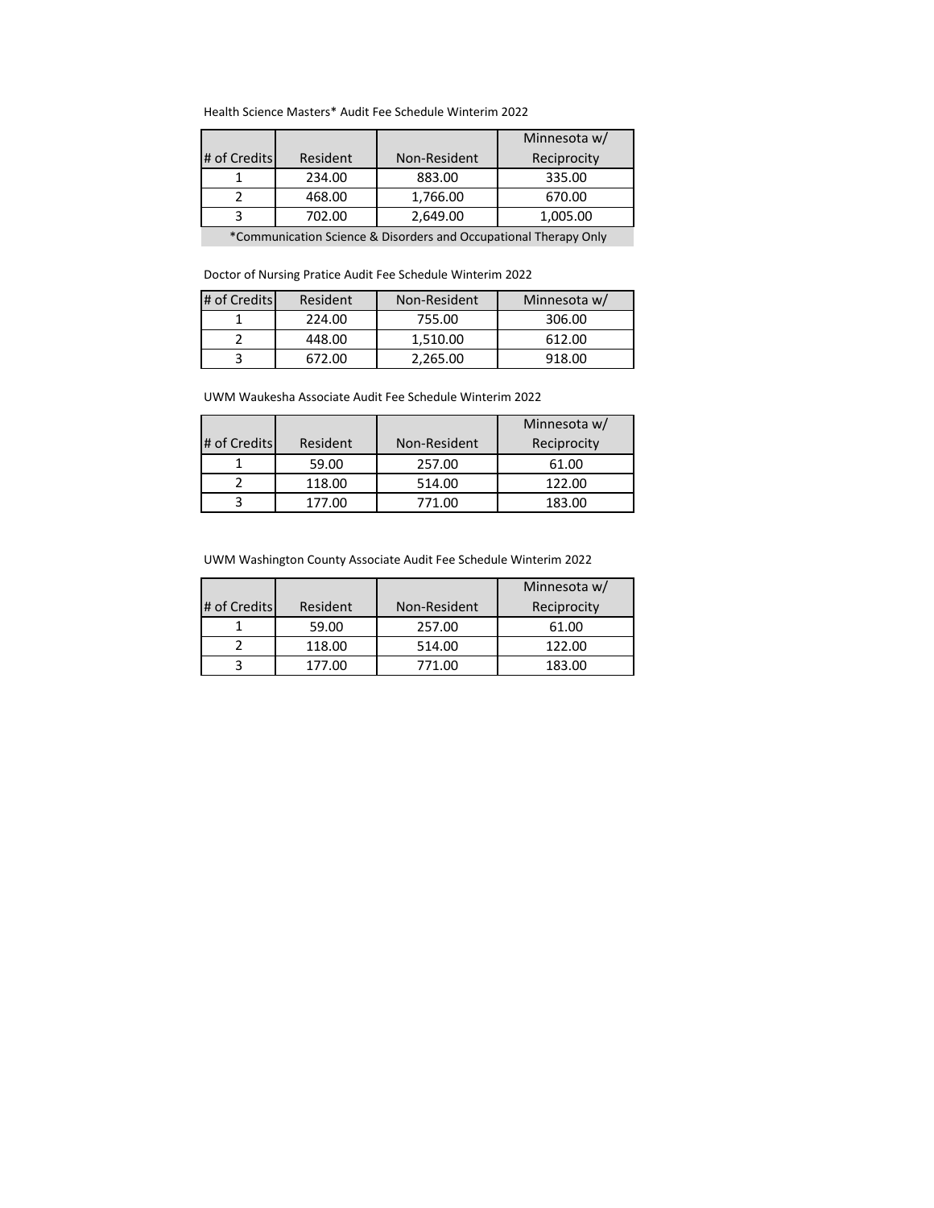Health Science Masters* Audit Fee Schedule Winterim 2022

| # of Credits | Resident | Non-Resident | Minnesota w/ Reciprocity |
|---|---|---|---|
| 1 | 234.00 | 883.00 | 335.00 |
| 2 | 468.00 | 1,766.00 | 670.00 |
| 3 | 702.00 | 2,649.00 | 1,005.00 |

*Communication Science & Disorders and Occupational Therapy Only

Doctor of Nursing Pratice Audit Fee Schedule Winterim 2022

| # of Credits | Resident | Non-Resident | Minnesota w/ |
|---|---|---|---|
| 1 | 224.00 | 755.00 | 306.00 |
| 2 | 448.00 | 1,510.00 | 612.00 |
| 3 | 672.00 | 2,265.00 | 918.00 |

UWM Waukesha Associate Audit Fee Schedule Winterim 2022

| # of Credits | Resident | Non-Resident | Minnesota w/ Reciprocity |
|---|---|---|---|
| 1 | 59.00 | 257.00 | 61.00 |
| 2 | 118.00 | 514.00 | 122.00 |
| 3 | 177.00 | 771.00 | 183.00 |

UWM Washington County Associate Audit Fee Schedule Winterim 2022

| # of Credits | Resident | Non-Resident | Minnesota w/ Reciprocity |
|---|---|---|---|
| 1 | 59.00 | 257.00 | 61.00 |
| 2 | 118.00 | 514.00 | 122.00 |
| 3 | 177.00 | 771.00 | 183.00 |